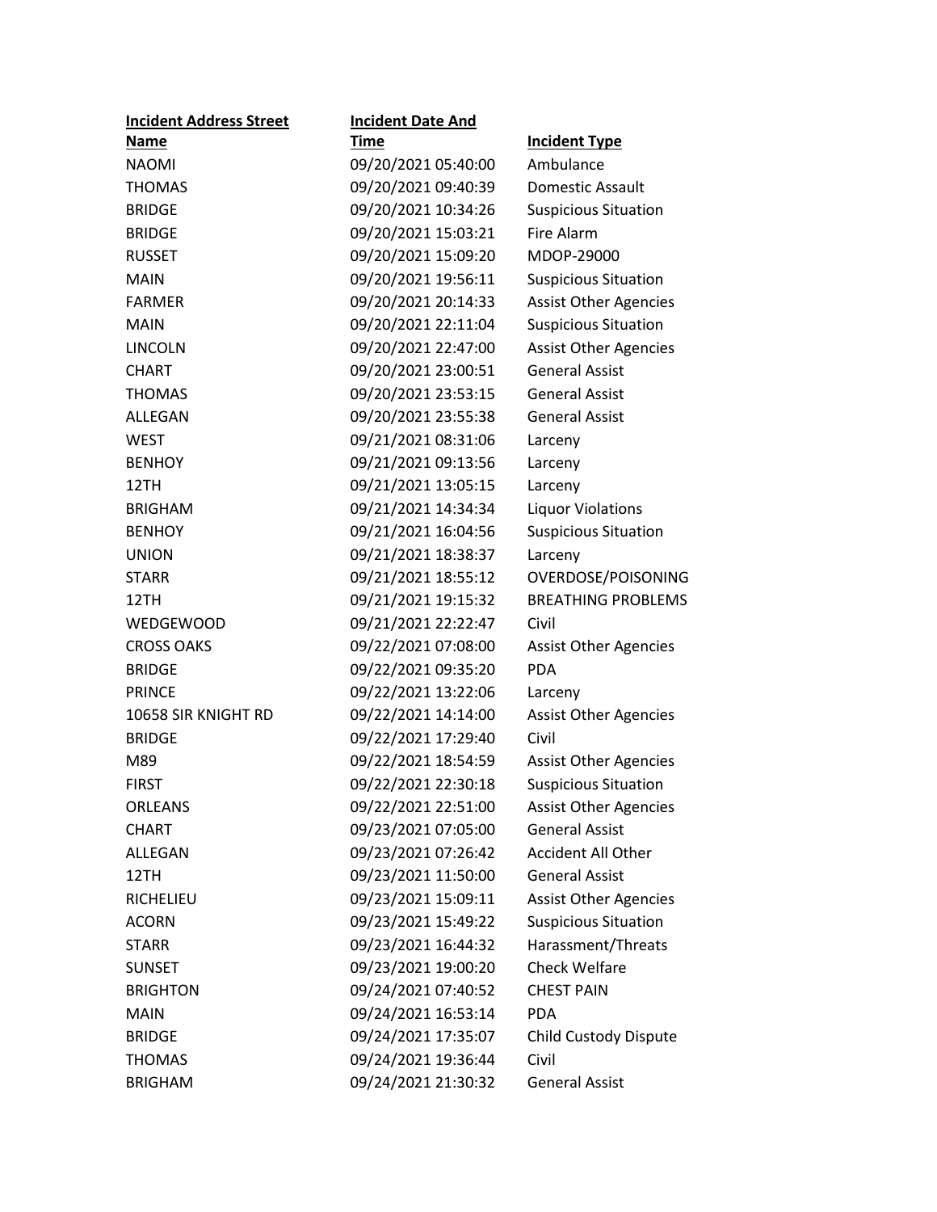| Incident Address Street Name | Incident Date And Time | Incident Type |
|---|---|---|
| NAOMI | 09/20/2021 05:40:00 | Ambulance |
| THOMAS | 09/20/2021 09:40:39 | Domestic Assault |
| BRIDGE | 09/20/2021 10:34:26 | Suspicious Situation |
| BRIDGE | 09/20/2021 15:03:21 | Fire Alarm |
| RUSSET | 09/20/2021 15:09:20 | MDOP-29000 |
| MAIN | 09/20/2021 19:56:11 | Suspicious Situation |
| FARMER | 09/20/2021 20:14:33 | Assist Other Agencies |
| MAIN | 09/20/2021 22:11:04 | Suspicious Situation |
| LINCOLN | 09/20/2021 22:47:00 | Assist Other Agencies |
| CHART | 09/20/2021 23:00:51 | General Assist |
| THOMAS | 09/20/2021 23:53:15 | General Assist |
| ALLEGAN | 09/20/2021 23:55:38 | General Assist |
| WEST | 09/21/2021 08:31:06 | Larceny |
| BENHOY | 09/21/2021 09:13:56 | Larceny |
| 12TH | 09/21/2021 13:05:15 | Larceny |
| BRIGHAM | 09/21/2021 14:34:34 | Liquor Violations |
| BENHOY | 09/21/2021 16:04:56 | Suspicious Situation |
| UNION | 09/21/2021 18:38:37 | Larceny |
| STARR | 09/21/2021 18:55:12 | OVERDOSE/POISONING |
| 12TH | 09/21/2021 19:15:32 | BREATHING PROBLEMS |
| WEDGEWOOD | 09/21/2021 22:22:47 | Civil |
| CROSS OAKS | 09/22/2021 07:08:00 | Assist Other Agencies |
| BRIDGE | 09/22/2021 09:35:20 | PDA |
| PRINCE | 09/22/2021 13:22:06 | Larceny |
| 10658 SIR KNIGHT RD | 09/22/2021 14:14:00 | Assist Other Agencies |
| BRIDGE | 09/22/2021 17:29:40 | Civil |
| M89 | 09/22/2021 18:54:59 | Assist Other Agencies |
| FIRST | 09/22/2021 22:30:18 | Suspicious Situation |
| ORLEANS | 09/22/2021 22:51:00 | Assist Other Agencies |
| CHART | 09/23/2021 07:05:00 | General Assist |
| ALLEGAN | 09/23/2021 07:26:42 | Accident All Other |
| 12TH | 09/23/2021 11:50:00 | General Assist |
| RICHELIEU | 09/23/2021 15:09:11 | Assist Other Agencies |
| ACORN | 09/23/2021 15:49:22 | Suspicious Situation |
| STARR | 09/23/2021 16:44:32 | Harassment/Threats |
| SUNSET | 09/23/2021 19:00:20 | Check Welfare |
| BRIGHTON | 09/24/2021 07:40:52 | CHEST PAIN |
| MAIN | 09/24/2021 16:53:14 | PDA |
| BRIDGE | 09/24/2021 17:35:07 | Child Custody Dispute |
| THOMAS | 09/24/2021 19:36:44 | Civil |
| BRIGHAM | 09/24/2021 21:30:32 | General Assist |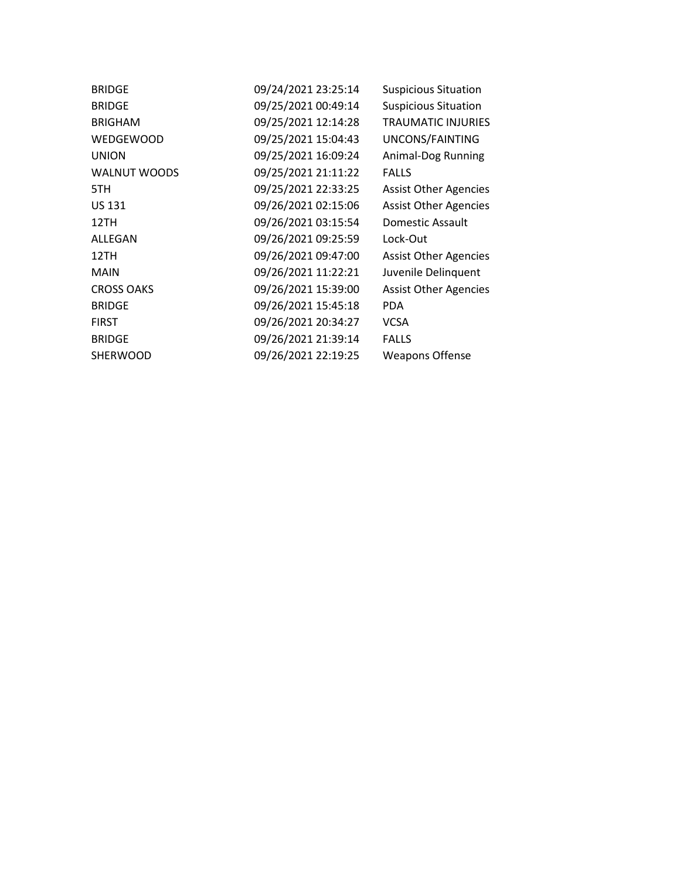| | | |
|---|---|---|
| BRIDGE | 09/24/2021 23:25:14 | Suspicious Situation |
| BRIDGE | 09/25/2021 00:49:14 | Suspicious Situation |
| BRIGHAM | 09/25/2021 12:14:28 | TRAUMATIC INJURIES |
| WEDGEWOOD | 09/25/2021 15:04:43 | UNCONS/FAINTING |
| UNION | 09/25/2021 16:09:24 | Animal-Dog Running |
| WALNUT WOODS | 09/25/2021 21:11:22 | FALLS |
| 5TH | 09/25/2021 22:33:25 | Assist Other Agencies |
| US 131 | 09/26/2021 02:15:06 | Assist Other Agencies |
| 12TH | 09/26/2021 03:15:54 | Domestic Assault |
| ALLEGAN | 09/26/2021 09:25:59 | Lock-Out |
| 12TH | 09/26/2021 09:47:00 | Assist Other Agencies |
| MAIN | 09/26/2021 11:22:21 | Juvenile Delinquent |
| CROSS OAKS | 09/26/2021 15:39:00 | Assist Other Agencies |
| BRIDGE | 09/26/2021 15:45:18 | PDA |
| FIRST | 09/26/2021 20:34:27 | VCSA |
| BRIDGE | 09/26/2021 21:39:14 | FALLS |
| SHERWOOD | 09/26/2021 22:19:25 | Weapons Offense |